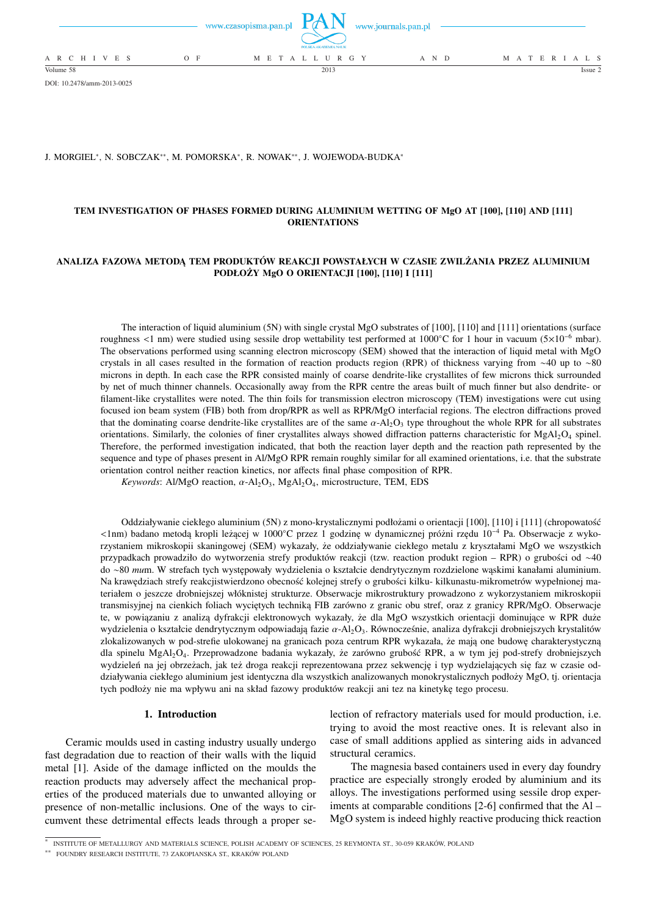DOI: 10.2478/amm-2013-0025

J. MORGIEL*, N. SOBCZAK**, M. POMORSKA*, R. NOWAK**, J. WOJEWODA-BUDKA*

# TEM INVESTIGATION OF PHASES FORMED DURING ALUMINIUM WETTING OF MgO AT [100], [110] AND [111] ORIENTATIONS

# ANALIZA FAZOWA METODĄ TEM PRODUKTÓW REAKCJI POWSTAŁYCH W CZASIE ZWILŻANIA PRZEZ ALUMINIUM PODŁOŻY MgO O ORIENTACJI [100], [110] I [111]

The interaction of liquid aluminium (5N) with single crystal MgO substrates of [100], [110] and [111] orientations (surface roughness <1 nm) were studied using sessile drop wettability test performed at 1000°C for 1 hour in vacuum ($5\times10^{-6}$ mbar). The observations performed using scanning electron microscopy (SEM) showed that the interaction of liquid metal with MgO crystals in all cases resulted in the formation of reaction products region (RPR) of thickness varying from ~40 up to ~80 microns in depth. In each case the RPR consisted mainly of coarse dendrite-like crystallites of few microns thick surrounded by net of much thinner channels. Occasionally away from the RPR centre the areas built of much finner but also dendrite- or filament-like crystallites were noted. The thin foils for transmission electron microscopy (TEM) investigations were cut using focused ion beam system (FIB) both from drop/RPR as well as RPR/MgO interfacial regions. The electron diffractions proved that the dominating coarse dendrite-like crystallites are of the same $\alpha$-$Al_2O_3$ type throughout the whole RPR for all substrates orientations. Similarly, the colonies of finer crystallites always showed diffraction patterns characteristic for $MgAl_2O_4$ spinel. Therefore, the performed investigation indicated, that both the reaction layer depth and the reaction path represented by the sequence and type of phases present in Al/MgO RPR remain roughly similar for all examined orientations, i.e. that the substrate orientation control neither reaction kinetics, nor affects final phase composition of RPR.

*Keywords*: Al/MgO reaction, $\alpha$-$Al_2O_3$, $MgAl_2O_4$, microstructure, TEM, EDS

Oddziaływanie ciekłego aluminium (5N) z mono-krystalicznymi podłożami o orientacji [100], [110] i [111] (chropowatość <1nm) badano metodą kropli leżącej w 1000°C przez 1 godzinę w dynamicznej próżni rzędu $10^{-4}$ Pa. Obserwacje z wykorzystaniem mikroskopii skaningowej (SEM) wykazały, że oddziaływanie ciekłego metalu z kryształami MgO we wszystkich przypadkach prowadziło do wytworzenia strefy produktów reakcji (tzw. reaction produkt region – RPR) o grubości od ~40 do ~80 *mu*m. W strefach tych występowały wydzielenia o kształcie dendrytycznym rozdzielone wąskimi kanałami aluminium. Na krawędziach strefy reakcjistwierdzono obecność kolejnej strefy o grubości kilku- kilkunastu-mikrometrów wypełnionej materiałem o jeszcze drobniejszej włóknistej strukturze. Obserwacje mikrostruktury prowadzono z wykorzystaniem mikroskopii transmisyjnej na cienkich foliach wyciętych techniką FIB zarówno z granic obu stref, oraz z granicy RPR/MgO. Obserwacje te, w powiązaniu z analizą dyfrakcji elektronowych wykazały, że dla MgO wszystkich orientacji dominujące w RPR duże wydzielenia o kształcie dendrytycznym odpowiadają fazie $\alpha$-$Al_2O_3$. Równocześnie, analiza dyfrakcji drobniejszych krystalitów zlokalizowanych w pod-strefie ulokowanej na granicach poza centrum RPR wykazała, że mają one budowę charakterystyczną dla spinelu $MgAl_2O_4$. Przeprowadzone badania wykazały, że zarówno grubość RPR, a w tym jej pod-strefy drobniejszych wydzieleń na jej obrzeżach, jak też droga reakcji reprezentowana przez sekwencję i typ wydzielających się faz w czasie oddziaływania ciekłego aluminium jest identyczna dla wszystkich analizowanych monokrystalicznych podłoży MgO, tj. orientacja tych podłoży nie ma wpływu ani na skład fazowy produktów reakcji ani tez na kinetykę tego procesu.

## 1. Introduction

Ceramic moulds used in casting industry usually undergo fast degradation due to reaction of their walls with the liquid metal [1]. Aside of the damage inflicted on the moulds the reaction products may adversely affect the mechanical properties of the produced materials due to unwanted alloying or presence of non-metallic inclusions. One of the ways to circumvent these detrimental effects leads through a proper selection of refractory materials used for mould production, i.e. trying to avoid the most reactive ones. It is relevant also in case of small additions applied as sintering aids in advanced structural ceramics.

The magnesia based containers used in every day foundry practice are especially strongly eroded by aluminium and its alloys. The investigations performed using sessile drop experiments at comparable conditions [2-6] confirmed that the Al – MgO system is indeed highly reactive producing thick reaction

---

\* INSTITUTE OF METALLURGY AND MATERIALS SCIENCE, POLISH ACADEMY OF SCIENCES, 25 REYMONTA ST., 30-059 KRAKÓW, POLAND

\*\* FOUNDRY RESEARCH INSTITUTE, 73 ZAKOPIANSKA ST., KRAKÓW POLAND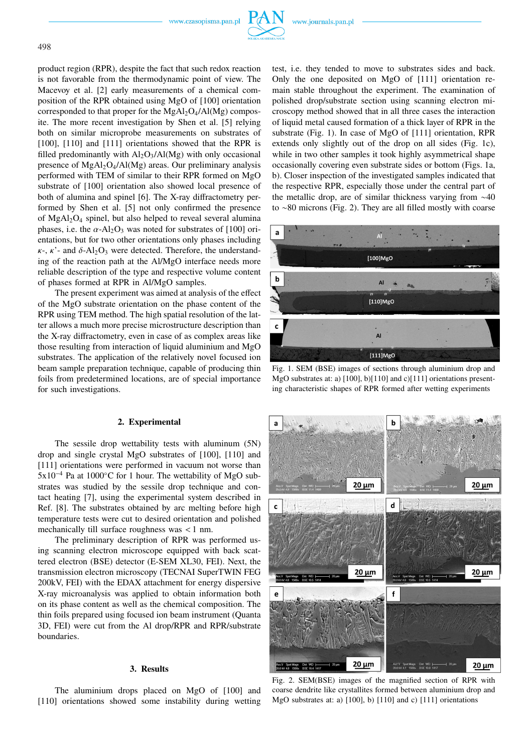product region (RPR), despite the fact that such redox reaction is not favorable from the thermodynamic point of view. The Macevoy et al. [2] early measurements of a chemical composition of the RPR obtained using MgO of [100] orientation corresponded to that proper for the $MgAl_2O_4$/Al(Mg) composite. The more recent investigation by Shen et al. [5] relying both on similar microprobe measurements on substrates of [100], [110] and [111] orientations showed that the RPR is filled predominantly with $Al_2O_3$/Al(Mg) with only occasional presence of $MgAl_2O_4$/Al(Mg) areas. Our preliminary analysis performed with TEM of similar to their RPR formed on MgO substrate of [100] orientation also showed local presence of both of alumina and spinel [6]. The X-ray diffractometry performed by Shen et al. [5] not only confirmed the presence of $MgAl_2O_4$ spinel, but also helped to reveal several alumina phases, i.e. the $\alpha$-$Al_2O_3$ was noted for substrates of [100] orientations, but for two other orientations only phases including $\kappa$-, $\kappa$'- and $\delta$-$Al_2O_3$ were detected. Therefore, the understanding of the reaction path at the Al/MgO interface needs more reliable description of the type and respective volume content of phases formed at RPR in Al/MgO samples.

The present experiment was aimed at analysis of the effect of the MgO substrate orientation on the phase content of the RPR using TEM method. The high spatial resolution of the latter allows a much more precise microstructure description than the X-ray diffractometry, even in case of as complex areas like those resulting from interaction of liquid aluminium and MgO substrates. The application of the relatively novel focused ion beam sample preparation technique, capable of producing thin foils from predetermined locations, are of special importance for such investigations.

## 2. Experimental

The sessile drop wettability tests with aluminum (5N) drop and single crystal MgO substrates of [100], [110] and [111] orientations were performed in vacuum not worse than $5\text{x}10^{-4}$ Pa at 1000°C for 1 hour. The wettability of MgO substrates was studied by the sessile drop technique and contact heating [7], using the experimental system described in Ref. [8]. The substrates obtained by arc melting before high temperature tests were cut to desired orientation and polished mechanically till surface roughness was < 1 nm.

The preliminary description of RPR was performed using scanning electron microscope equipped with back scattered electron (BSE) detector (E-SEM XL30, FEI). Next, the transmission electron microscopy (TECNAI SuperTWIN FEG 200kV, FEI) with the EDAX attachment for energy dispersive X-ray microanalysis was applied to obtain information both on its phase content as well as the chemical composition. The thin foils prepared using focused ion beam instrument (Quanta 3D, FEI) were cut from the Al drop/RPR and RPR/substrate boundaries.

## 3. Results

The aluminium drops placed on MgO of [100] and [110] orientations showed some instability during wetting test, i.e. they tended to move to substrates sides and back. Only the one deposited on MgO of [111] orientation remain stable throughout the experiment. The examination of polished drop/substrate section using scanning electron microscope method showed that in all three cases the interaction of liquid metal caused formation of a thick layer of RPR in the substrate (Fig. 1). In case of MgO of [111] orientation, RPR extends only slightly out of the drop on all sides (Fig. 1c), while in two other samples it took highly asymmetrical shape occasionally covering even substrate sides or bottom (Figs. 1a, b). Closer inspection of the investigated samples indicated that the respective RPR, especially those under the central part of the metallic drop, are of similar thickness varying from ~40 to ~80 microns (Fig. 2). They are all filled mostly with coarse

Fig. 1. SEM (BSE) images of sections through aluminium drop and MgO substrates at: a) [100], b)[110] and c)[111] orientations presenting characteristic shapes of RPR formed after wetting experiments

Fig. 2. SEM(BSE) images of the magnified section of RPR with coarse dendrite like crystallites formed between aluminium drop and MgO substrates at: a) [100], b) [110] and c) [111] orientations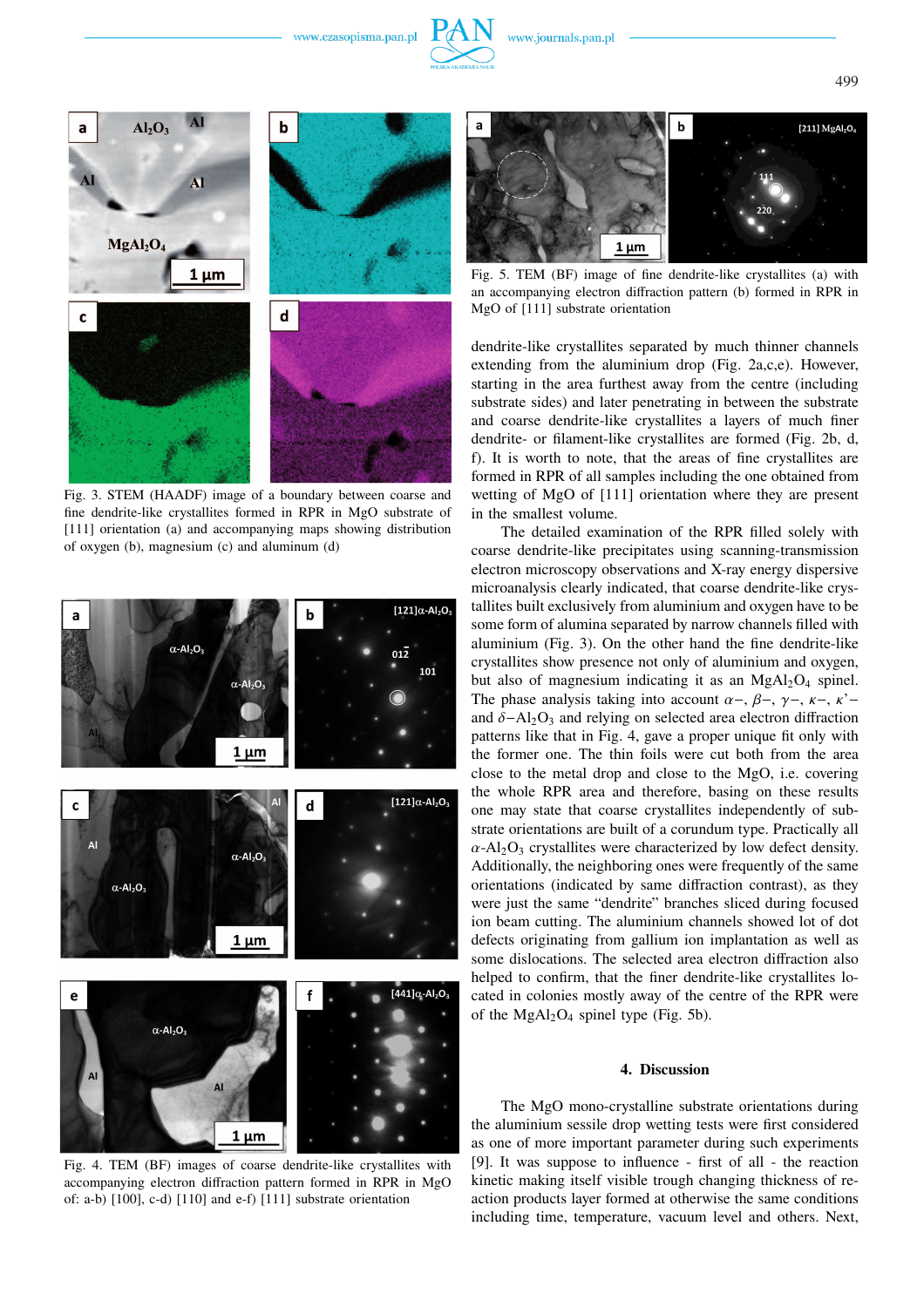Fig. 3. STEM (HAADF) image of a boundary between coarse and fine dendrite-like crystallites formed in RPR in MgO substrate of [111] orientation (a) and accompanying maps showing distribution of oxygen (b), magnesium (c) and aluminum (d)

Fig. 4. TEM (BF) images of coarse dendrite-like crystallites with accompanying electron diffraction pattern formed in RPR in MgO of: a-b) [100], c-d) [110] and e-f) [111] substrate orientation

Fig. 5. TEM (BF) image of fine dendrite-like crystallites (a) with an accompanying electron diffraction pattern (b) formed in RPR in MgO of [111] substrate orientation

dendrite-like crystallites separated by much thinner channels extending from the aluminium drop (Fig. 2a,c,e). However, starting in the area furthest away from the centre (including substrate sides) and later penetrating in between the substrate and coarse dendrite-like crystallites a layers of much finer dendrite- or filament-like crystallites are formed (Fig. 2b, d, f). It is worth to note, that the areas of fine crystallites are formed in RPR of all samples including the one obtained from wetting of MgO of [111] orientation where they are present in the smallest volume.

The detailed examination of the RPR filled solely with coarse dendrite-like precipitates using scanning-transmission electron microscopy observations and X-ray energy dispersive microanalysis clearly indicated, that coarse dendrite-like crystallites built exclusively from aluminium and oxygen have to be some form of alumina separated by narrow channels filled with aluminium (Fig. 3). On the other hand the fine dendrite-like crystallites show presence not only of aluminium and oxygen, but also of magnesium indicating it as an $MgAl_2O_4$ spinel. The phase analysis taking into account $\alpha-$, $\beta-$, $\gamma-$, $\kappa-$, $\kappa'-$ and $\delta-Al_2O_3$ and relying on selected area electron diffraction patterns like that in Fig. 4, gave a proper unique fit only with the former one. The thin foils were cut both from the area close to the metal drop and close to the MgO, i.e. covering the whole RPR area and therefore, basing on these results one may state that coarse crystallites independently of substrate orientations are built of a corundum type. Practically all $\alpha$-$Al_2O_3$ crystallites were characterized by low defect density. Additionally, the neighboring ones were frequently of the same orientations (indicated by same diffraction contrast), as they were just the same "dendrite" branches sliced during focused ion beam cutting. The aluminium channels showed lot of dot defects originating from gallium ion implantation as well as some dislocations. The selected area electron diffraction also helped to confirm, that the finer dendrite-like crystallites located in colonies mostly away of the centre of the RPR were of the $MgAl_2O_4$ spinel type (Fig. 5b).

## 4. Discussion

The MgO mono-crystalline substrate orientations during the aluminium sessile drop wetting tests were first considered as one of more important parameter during such experiments [9]. It was suppose to influence - first of all - the reaction kinetic making itself visible trough changing thickness of reaction products layer formed at otherwise the same conditions including time, temperature, vacuum level and others. Next,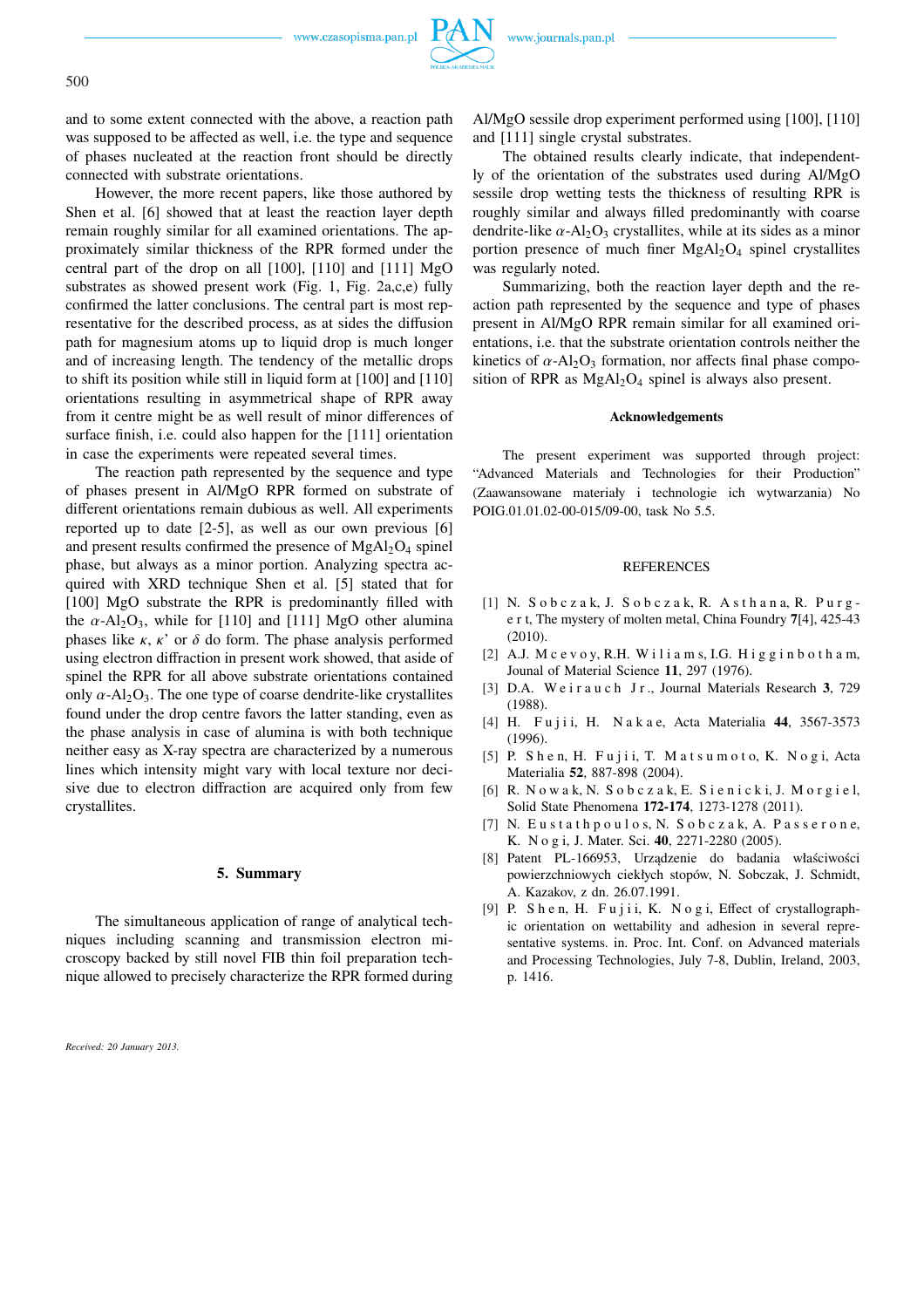and to some extent connected with the above, a reaction path was supposed to be affected as well, i.e. the type and sequence of phases nucleated at the reaction front should be directly connected with substrate orientations.

However, the more recent papers, like those authored by Shen et al. [6] showed that at least the reaction layer depth remain roughly similar for all examined orientations. The approximately similar thickness of the RPR formed under the central part of the drop on all [100], [110] and [111] MgO substrates as showed present work (Fig. 1, Fig. 2a,c,e) fully confirmed the latter conclusions. The central part is most representative for the described process, as at sides the diffusion path for magnesium atoms up to liquid drop is much longer and of increasing length. The tendency of the metallic drops to shift its position while still in liquid form at [100] and [110] orientations resulting in asymmetrical shape of RPR away from it centre might be as well result of minor differences of surface finish, i.e. could also happen for the [111] orientation in case the experiments were repeated several times.

The reaction path represented by the sequence and type of phases present in Al/MgO RPR formed on substrate of different orientations remain dubious as well. All experiments reported up to date [2-5], as well as our own previous [6] and present results confirmed the presence of $MgAl_2O_4$ spinel phase, but always as a minor portion. Analyzing spectra acquired with XRD technique Shen et al. [5] stated that for [100] MgO substrate the RPR is predominantly filled with the $\alpha$-$Al_2O_3$, while for [110] and [111] MgO other alumina phases like $\kappa$, $\kappa$' or $\delta$ do form. The phase analysis performed using electron diffraction in present work showed, that aside of spinel the RPR for all above substrate orientations contained only $\alpha$-$Al_2O_3$. The one type of coarse dendrite-like crystallites found under the drop centre favors the latter standing, even as the phase analysis in case of alumina is with both technique neither easy as X-ray spectra are characterized by a numerous lines which intensity might vary with local texture nor decisive due to electron diffraction are acquired only from few crystallites.

## 5. Summary

The simultaneous application of range of analytical techniques including scanning and transmission electron microscopy backed by still novel FIB thin foil preparation technique allowed to precisely characterize the RPR formed during Al/MgO sessile drop experiment performed using [100], [110] and [111] single crystal substrates.

The obtained results clearly indicate, that independently of the orientation of the substrates used during Al/MgO sessile drop wetting tests the thickness of resulting RPR is roughly similar and always filled predominantly with coarse dendrite-like $\alpha$-$Al_2O_3$ crystallites, while at its sides as a minor portion presence of much finer $MgAl_2O_4$ spinel crystallites was regularly noted.

Summarizing, both the reaction layer depth and the reaction path represented by the sequence and type of phases present in Al/MgO RPR remain similar for all examined orientations, i.e. that the substrate orientation controls neither the kinetics of $\alpha$-$Al_2O_3$ formation, nor affects final phase composition of RPR as $MgAl_2O_4$ spinel is always also present.

### Acknowledgements

The present experiment was supported through project: "Advanced Materials and Technologies for their Production" (Zaawansowane materiały i technologie ich wytwarzania) No POIG.01.01.02-00-015/09-00, task No 5.5.

### REFERENCES

[1] N. Sobczak, J. Sobczak, R. Asthana, R. Purgert, The mystery of molten metal, China Foundry **7**[4], 425-43 (2010).

[2] A.J. Mcevoy, R.H. Wiliams, I.G. Higginbotham, Jounal of Material Science **11**, 297 (1976).

[3] D.A. Weirauch Jr., Journal Materials Research **3**, 729 (1988).

[4] H. Fujii, H. Nakae, Acta Materialia **44**, 3567-3573 (1996).

[5] P. Shen, H. Fujii, T. Matsumoto, K. Nogi, Acta Materialia **52**, 887-898 (2004).

[6] R. Nowak, N. Sobczak, E. Sienicki, J. Morgiel, Solid State Phenomena **172-174**, 1273-1278 (2011).

[7] N. Eustathopoulos, N. Sobczak, A. Passerone, K. Nogi, J. Mater. Sci. **40**, 2271-2280 (2005).

[8] Patent PL-166953, Urządzenie do badania właściwości powierzchniowych ciekłych stopów, N. Sobczak, J. Schmidt, A. Kazakov, z dn. 26.07.1991.

[9] P. Shen, H. Fujii, K. Nogi, Effect of crystallographic orientation on wettability and adhesion in several representative systems. in. Proc. Int. Conf. on Advanced materials and Processing Technologies, July 7-8, Dublin, Ireland, 2003, p. 1416.

*Received: 20 January 2013.*